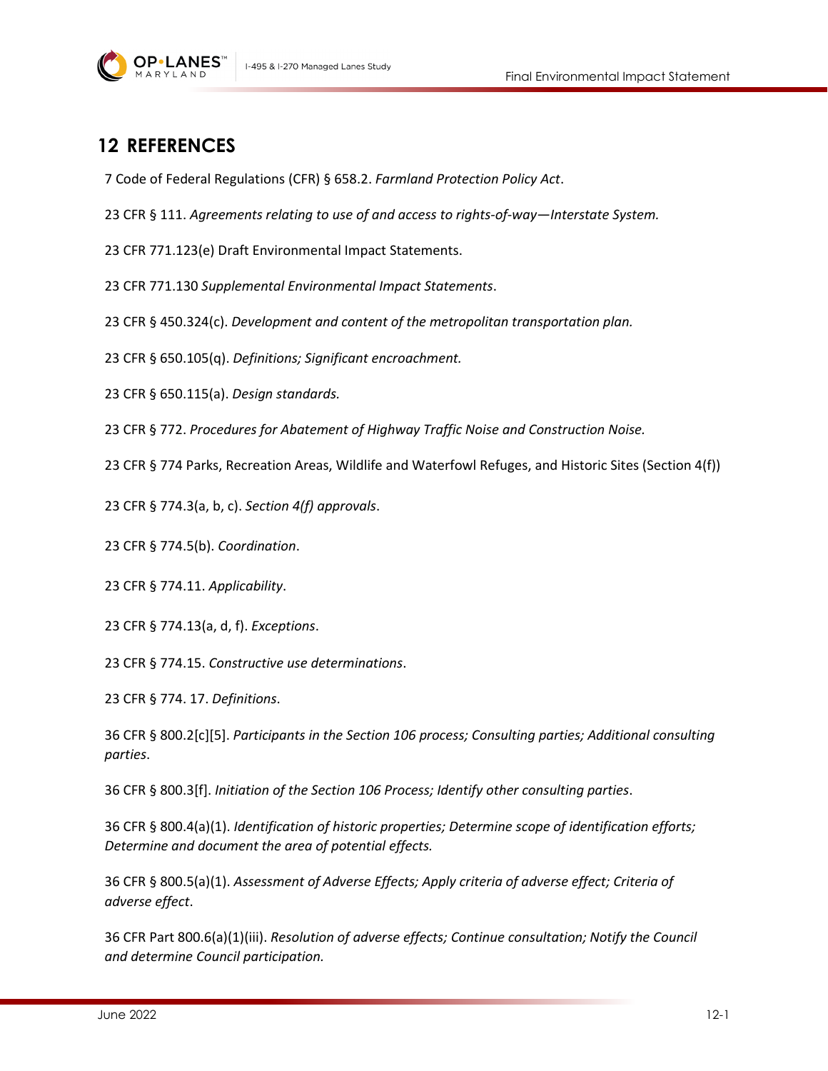# 12 REFERENCES

7 Code of Federal Regulations (CFR) § 658.2. *Farmland Protection Policy Act*.

23 CFR § 111. *Agreements relating to use of and access to rights-of-way—Interstate System.*

23 CFR 771.123(e) Draft Environmental Impact Statements.

23 CFR 771.130 *Supplemental Environmental Impact Statements*.

23 CFR § 450.324(c). *Development and content of the metropolitan transportation plan.*

23 CFR § 650.105(q). *Definitions; Significant encroachment.*

23 CFR § 650.115(a). *Design standards.*

23 CFR § 772. *Procedures for Abatement of Highway Traffic Noise and Construction Noise.*

23 CFR § 774 Parks, Recreation Areas, Wildlife and Waterfowl Refuges, and Historic Sites (Section 4(f))

23 CFR § 774.3(a, b, c). *Section 4(f) approvals*.

23 CFR § 774.5(b). *Coordination*.

23 CFR § 774.11. *Applicability*.

23 CFR § 774.13(a, d, f). *Exceptions*.

23 CFR § 774.15. *Constructive use determinations*.

23 CFR § 774. 17. *Definitions*.

36 CFR § 800.2[c][5]. *Participants in the Section 106 process; Consulting parties; Additional consulting parties*.

36 CFR § 800.3[f]. *Initiation of the Section 106 Process; Identify other consulting parties*.

36 CFR § 800.4(a)(1). *Identification of historic properties; Determine scope of identification efforts; Determine and document the area of potential effects.*

36 CFR § 800.5(a)(1). *Assessment of Adverse Effects; Apply criteria of adverse effect; Criteria of adverse effect*.

36 CFR Part 800.6(a)(1)(iii). *Resolution of adverse effects; Continue consultation; Notify the Council and determine Council participation.*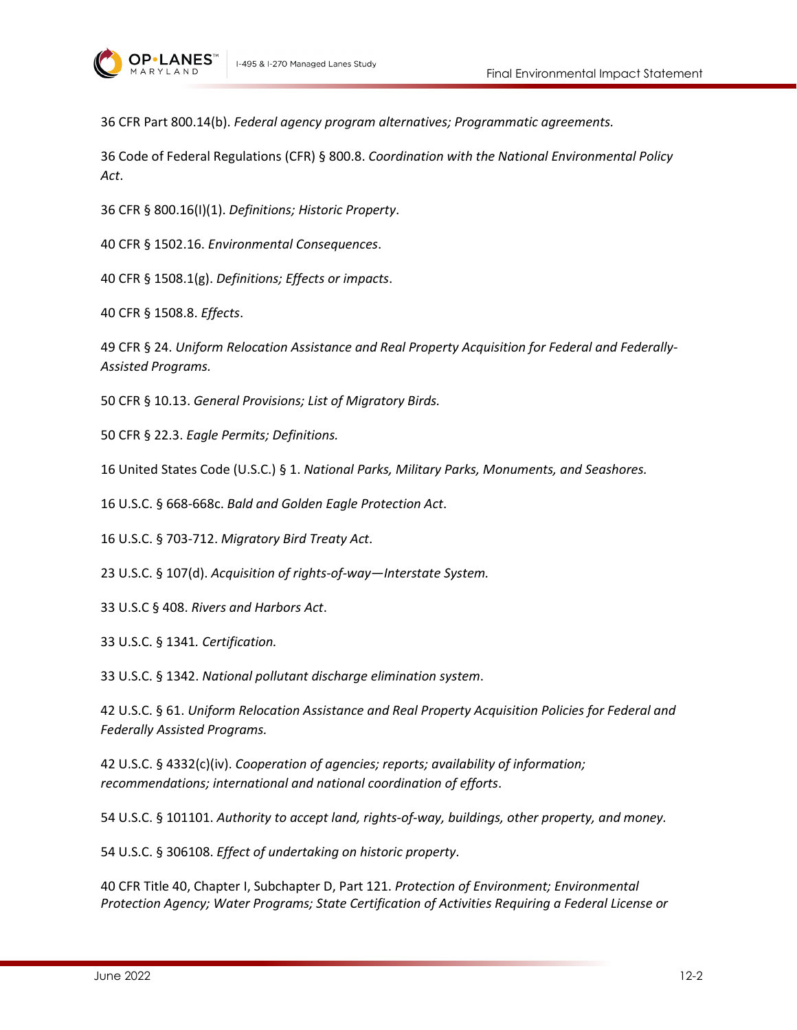36 CFR Part 800.14(b). *Federal agency program alternatives; Programmatic agreements.*

36 Code of Federal Regulations (CFR) § 800.8. *Coordination with the National Environmental Policy Act*.

36 CFR § 800.16(I)(1). *Definitions; Historic Property*.

40 CFR § 1502.16. *Environmental Consequences*.

40 CFR § 1508.1(g). *Definitions; Effects or impacts*.

40 CFR § 1508.8. *Effects*.

49 CFR § 24. *Uniform Relocation Assistance and Real Property Acquisition for Federal and Federally-Assisted Programs.*

50 CFR § 10.13. *General Provisions; List of Migratory Birds.*

50 CFR § 22.3. *Eagle Permits; Definitions.*

16 United States Code (U.S.C.) § 1. *National Parks, Military Parks, Monuments, and Seashores.*

16 U.S.C. § 668-668c. *Bald and Golden Eagle Protection Act*.

16 U.S.C. § 703-712. *Migratory Bird Treaty Act*.

23 U.S.C. § 107(d). *Acquisition of rights-of-way—Interstate System.*

33 U.S.C § 408. *Rivers and Harbors Act*.

33 U.S.C. § 1341*. Certification.*

33 U.S.C. § 1342. *National pollutant discharge elimination system*.

42 U.S.C. § 61. *Uniform Relocation Assistance and Real Property Acquisition Policies for Federal and Federally Assisted Programs.*

42 U.S.C. § 4332(c)(iv). *Cooperation of agencies; reports; availability of information; recommendations; international and national coordination of efforts*.

54 U.S.C. § 101101. *Authority to accept land, rights-of-way, buildings, other property, and money.*

54 U.S.C. § 306108. *Effect of undertaking on historic property*.

40 CFR Title 40, Chapter I, Subchapter D, Part 121. *Protection of Environment; Environmental Protection Agency; Water Programs; State Certification of Activities Requiring a Federal License or*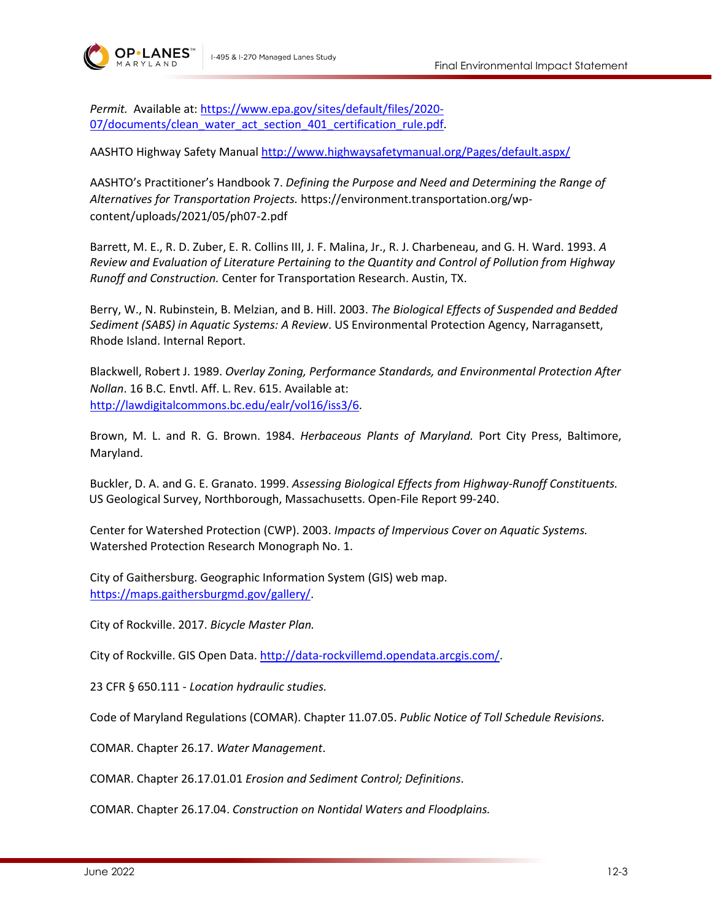*Permit.* Available at: [https://www.epa.gov/sites/default/files/2020-07/documents/clean_water_act_section_401_certification_rule.pdf](https://www.epa.gov/sites/default/files/2020-07/documents/clean_water_act_section_401_certification_rule.pdf).

AASHTO Highway Safety Manual [http://www.highwaysafetymanual.org/Pages/default.aspx/](http://www.highwaysafetymanual.org/Pages/default.aspx/)

AASHTO's Practitioner's Handbook 7. *Defining the Purpose and Need and Determining the Range of Alternatives for Transportation Projects.* https://environment.transportation.org/wp-content/uploads/2021/05/ph07-2.pdf

Barrett, M. E., R. D. Zuber, E. R. Collins III, J. F. Malina, Jr., R. J. Charbeneau, and G. H. Ward. 1993. *A Review and Evaluation of Literature Pertaining to the Quantity and Control of Pollution from Highway Runoff and Construction.* Center for Transportation Research. Austin, TX.

Berry, W., N. Rubinstein, B. Melzian, and B. Hill. 2003. *The Biological Effects of Suspended and Bedded Sediment (SABS) in Aquatic Systems: A Review*. US Environmental Protection Agency, Narragansett, Rhode Island. Internal Report.

Blackwell, Robert J. 1989. *Overlay Zoning, Performance Standards, and Environmental Protection After Nollan*. 16 B.C. Envtl. Aff. L. Rev. 615. Available at: [http://lawdigitalcommons.bc.edu/ealr/vol16/iss3/6](http://lawdigitalcommons.bc.edu/ealr/vol16/iss3/6).

Brown, M. L. and R. G. Brown. 1984. *Herbaceous Plants of Maryland.* Port City Press, Baltimore, Maryland.

Buckler, D. A. and G. E. Granato. 1999. *Assessing Biological Effects from Highway-Runoff Constituents.* US Geological Survey, Northborough, Massachusetts. Open-File Report 99-240.

Center for Watershed Protection (CWP). 2003. *Impacts of Impervious Cover on Aquatic Systems.* Watershed Protection Research Monograph No. 1.

City of Gaithersburg. Geographic Information System (GIS) web map. [https://maps.gaithersburgmd.gov/gallery/](https://maps.gaithersburgmd.gov/gallery/).

City of Rockville. 2017. *Bicycle Master Plan.*

City of Rockville. GIS Open Data. [http://data-rockvillemd.opendata.arcgis.com/](http://data-rockvillemd.opendata.arcgis.com/).

23 CFR § 650.111 - *Location hydraulic studies.*

Code of Maryland Regulations (COMAR). Chapter 11.07.05. *Public Notice of Toll Schedule Revisions.*

COMAR. Chapter 26.17. *Water Management*.

COMAR. Chapter 26.17.01.01 *Erosion and Sediment Control; Definitions*.

COMAR. Chapter 26.17.04. *Construction on Nontidal Waters and Floodplains.*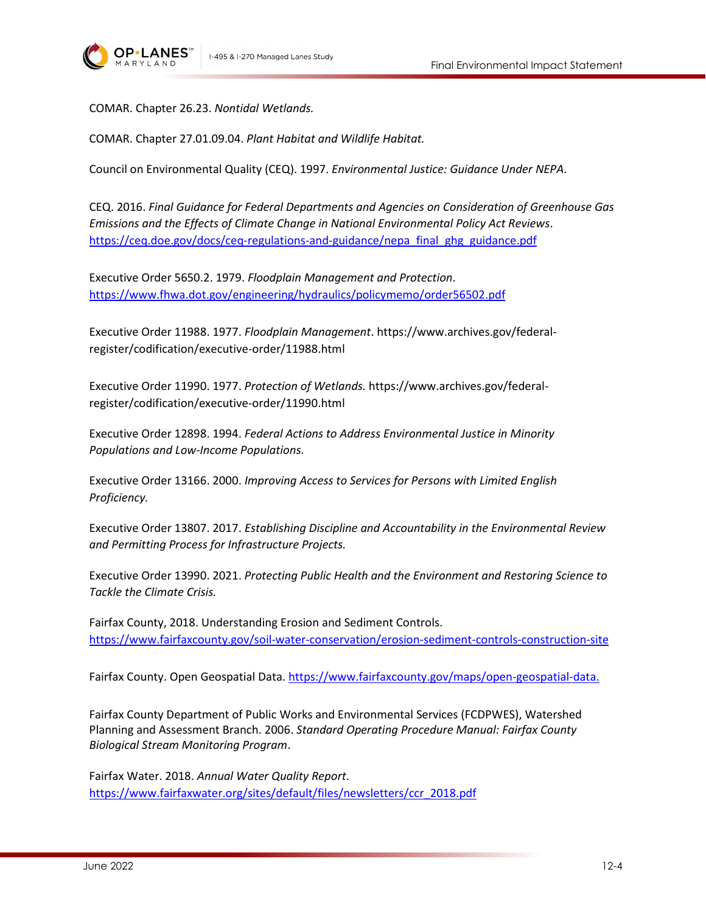COMAR. Chapter 26.23. *Nontidal Wetlands.*

COMAR. Chapter 27.01.09.04. *Plant Habitat and Wildlife Habitat.*

Council on Environmental Quality (CEQ). 1997. *Environmental Justice: Guidance Under NEPA*.

CEQ. 2016. *Final Guidance for Federal Departments and Agencies on Consideration of Greenhouse Gas Emissions and the Effects of Climate Change in National Environmental Policy Act Reviews*. https://ceq.doe.gov/docs/ceq-regulations-and-guidance/nepa_final_ghg_guidance.pdf

Executive Order 5650.2. 1979. *Floodplain Management and Protection*. https://www.fhwa.dot.gov/engineering/hydraulics/policymemo/order56502.pdf

Executive Order 11988. 1977. *Floodplain Management*. https://www.archives.gov/federal-register/codification/executive-order/11988.html

Executive Order 11990. 1977. *Protection of Wetlands.* https://www.archives.gov/federal-register/codification/executive-order/11990.html

Executive Order 12898. 1994. *Federal Actions to Address Environmental Justice in Minority Populations and Low-Income Populations.*

Executive Order 13166. 2000. *Improving Access to Services for Persons with Limited English Proficiency.*

Executive Order 13807. 2017. *Establishing Discipline and Accountability in the Environmental Review and Permitting Process for Infrastructure Projects.*

Executive Order 13990. 2021. *Protecting Public Health and the Environment and Restoring Science to Tackle the Climate Crisis.*

Fairfax County, 2018. Understanding Erosion and Sediment Controls. https://www.fairfaxcounty.gov/soil-water-conservation/erosion-sediment-controls-construction-site

Fairfax County. Open Geospatial Data. https://www.fairfaxcounty.gov/maps/open-geospatial-data.

Fairfax County Department of Public Works and Environmental Services (FCDPWES), Watershed Planning and Assessment Branch. 2006. *Standard Operating Procedure Manual: Fairfax County Biological Stream Monitoring Program*.

Fairfax Water. 2018. *Annual Water Quality Report*. https://www.fairfaxwater.org/sites/default/files/newsletters/ccr_2018.pdf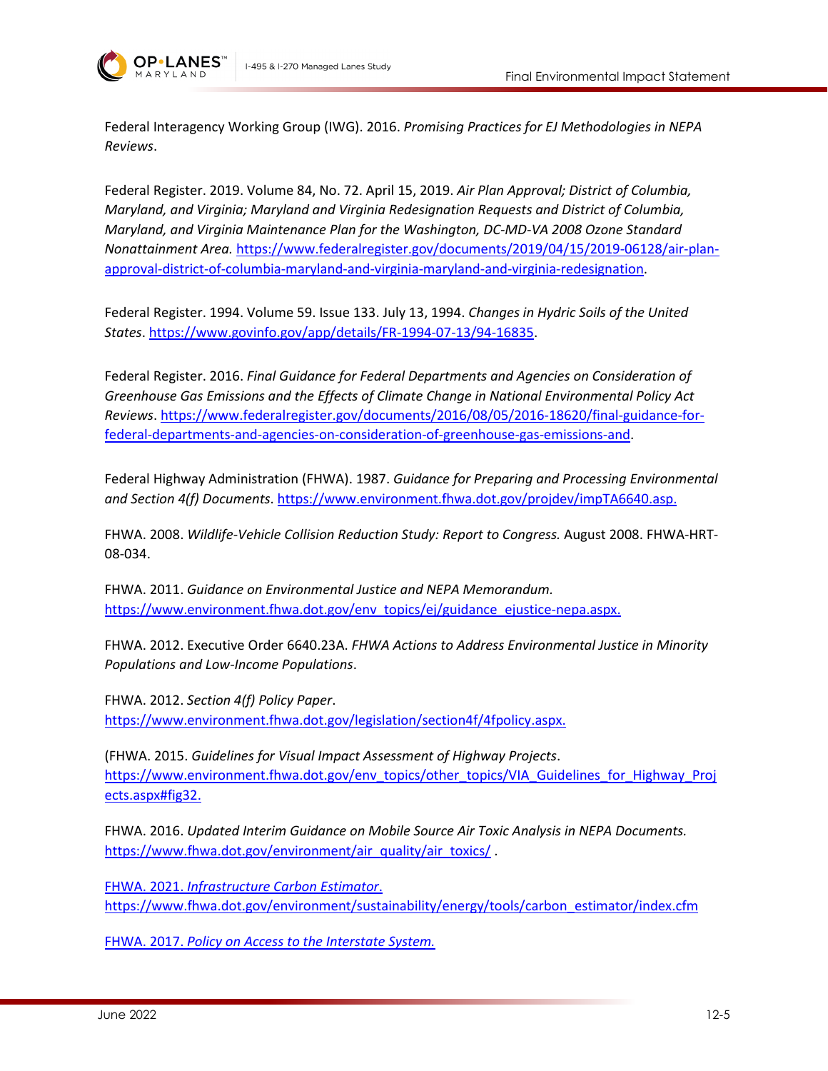Federal Interagency Working Group (IWG). 2016. *Promising Practices for EJ Methodologies in NEPA Reviews*.

Federal Register. 2019. Volume 84, No. 72. April 15, 2019. *Air Plan Approval; District of Columbia, Maryland, and Virginia; Maryland and Virginia Redesignation Requests and District of Columbia, Maryland, and Virginia Maintenance Plan for the Washington, DC-MD-VA 2008 Ozone Standard Nonattainment Area.* https://www.federalregister.gov/documents/2019/04/15/2019-06128/air-plan-approval-district-of-columbia-maryland-and-virginia-maryland-and-virginia-redesignation.

Federal Register. 1994. Volume 59. Issue 133. July 13, 1994. *Changes in Hydric Soils of the United States*. https://www.govinfo.gov/app/details/FR-1994-07-13/94-16835.

Federal Register. 2016. *Final Guidance for Federal Departments and Agencies on Consideration of Greenhouse Gas Emissions and the Effects of Climate Change in National Environmental Policy Act Reviews*. https://www.federalregister.gov/documents/2016/08/05/2016-18620/final-guidance-for-federal-departments-and-agencies-on-consideration-of-greenhouse-gas-emissions-and.

Federal Highway Administration (FHWA). 1987. *Guidance for Preparing and Processing Environmental and Section 4(f) Documents*. https://www.environment.fhwa.dot.gov/projdev/impTA6640.asp.

FHWA. 2008. *Wildlife-Vehicle Collision Reduction Study: Report to Congress.* August 2008. FHWA-HRT-08-034.

FHWA. 2011. *Guidance on Environmental Justice and NEPA Memorandum.* https://www.environment.fhwa.dot.gov/env_topics/ej/guidance_ejustice-nepa.aspx.

FHWA. 2012. Executive Order 6640.23A. *FHWA Actions to Address Environmental Justice in Minority Populations and Low-Income Populations*.

FHWA. 2012. *Section 4(f) Policy Paper*. https://www.environment.fhwa.dot.gov/legislation/section4f/4fpolicy.aspx.

(FHWA. 2015. *Guidelines for Visual Impact Assessment of Highway Projects*. https://www.environment.fhwa.dot.gov/env_topics/other_topics/VIA_Guidelines_for_Highway_Projects.aspx#fig32.

FHWA. 2016. *Updated Interim Guidance on Mobile Source Air Toxic Analysis in NEPA Documents.* https://www.fhwa.dot.gov/environment/air_quality/air_toxics/ .

FHWA. 2021. *Infrastructure Carbon Estimator.* https://www.fhwa.dot.gov/environment/sustainability/energy/tools/carbon_estimator/index.cfm

FHWA. 2017. *Policy on Access to the Interstate System.*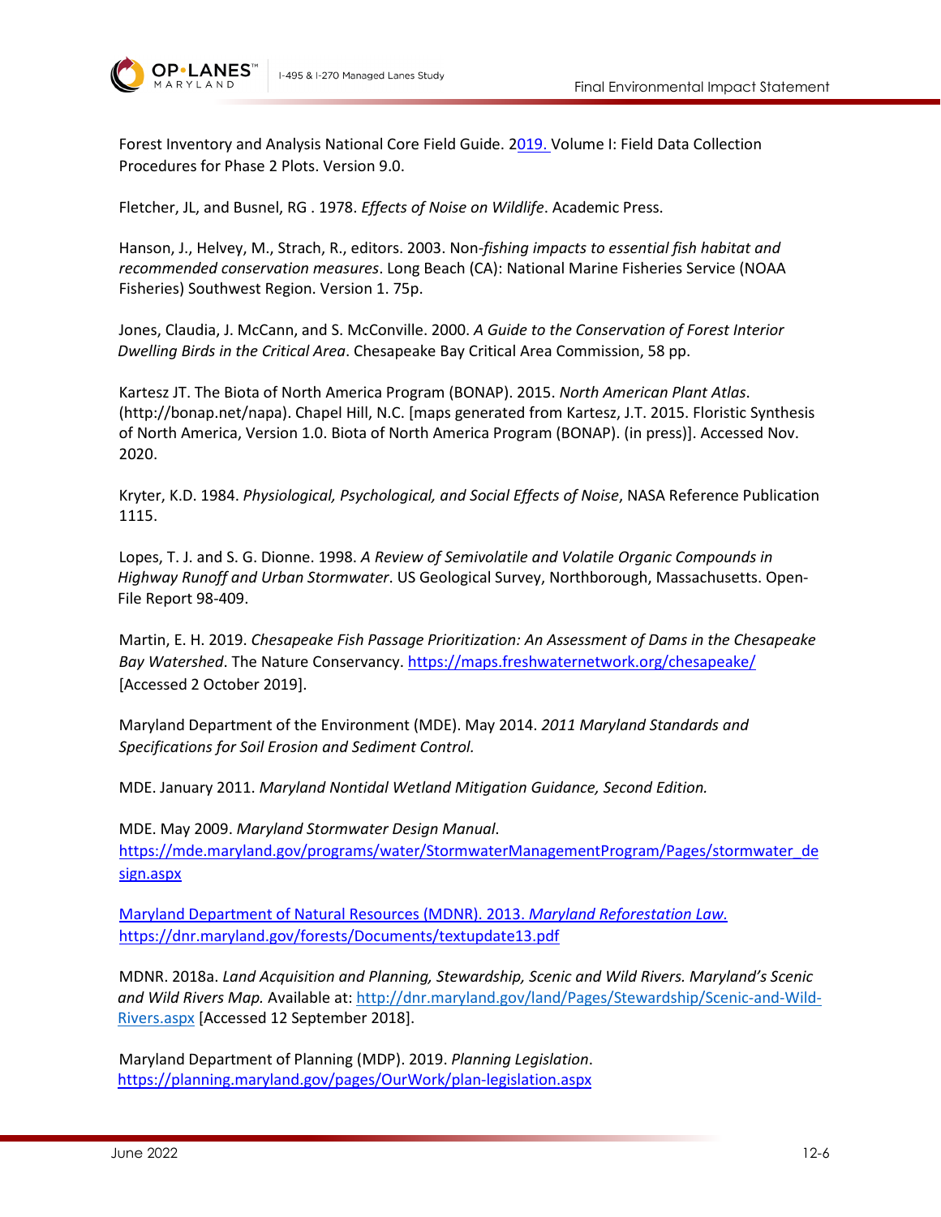Forest Inventory and Analysis National Core Field Guide. 2019. Volume I: Field Data Collection Procedures for Phase 2 Plots. Version 9.0.

Fletcher, JL, and Busnel, RG . 1978. *Effects of Noise on Wildlife*. Academic Press.

Hanson, J., Helvey, M., Strach, R., editors. 2003. Non-*fishing impacts to essential fish habitat and recommended conservation measures*. Long Beach (CA): National Marine Fisheries Service (NOAA Fisheries) Southwest Region. Version 1. 75p.

Jones, Claudia, J. McCann, and S. McConville. 2000. *A Guide to the Conservation of Forest Interior Dwelling Birds in the Critical Area*. Chesapeake Bay Critical Area Commission, 58 pp.

Kartesz JT. The Biota of North America Program (BONAP). 2015. *North American Plant Atlas*. (http://bonap.net/napa). Chapel Hill, N.C. [maps generated from Kartesz, J.T. 2015. Floristic Synthesis of North America, Version 1.0. Biota of North America Program (BONAP). (in press)]. Accessed Nov. 2020.

Kryter, K.D. 1984. *Physiological, Psychological, and Social Effects of Noise*, NASA Reference Publication 1115.

Lopes, T. J. and S. G. Dionne. 1998. *A Review of Semivolatile and Volatile Organic Compounds in Highway Runoff and Urban Stormwater*. US Geological Survey, Northborough, Massachusetts. Open-File Report 98-409.

Martin, E. H. 2019. *Chesapeake Fish Passage Prioritization: An Assessment of Dams in the Chesapeake Bay Watershed*. The Nature Conservancy. https://maps.freshwaternetwork.org/chesapeake/ [Accessed 2 October 2019].

Maryland Department of the Environment (MDE). May 2014. *2011 Maryland Standards and Specifications for Soil Erosion and Sediment Control.*

MDE. January 2011. *Maryland Nontidal Wetland Mitigation Guidance, Second Edition.*

MDE. May 2009. *Maryland Stormwater Design Manual*. https://mde.maryland.gov/programs/water/StormwaterManagementProgram/Pages/stormwater_design.aspx

Maryland Department of Natural Resources (MDNR). 2013. *Maryland Reforestation Law.* https://dnr.maryland.gov/forests/Documents/textupdate13.pdf

MDNR. 2018a. *Land Acquisition and Planning, Stewardship, Scenic and Wild Rivers. Maryland's Scenic and Wild Rivers Map.* Available at: http://dnr.maryland.gov/land/Pages/Stewardship/Scenic-and-Wild-Rivers.aspx [Accessed 12 September 2018].

Maryland Department of Planning (MDP). 2019. *Planning Legislation*. https://planning.maryland.gov/pages/OurWork/plan-legislation.aspx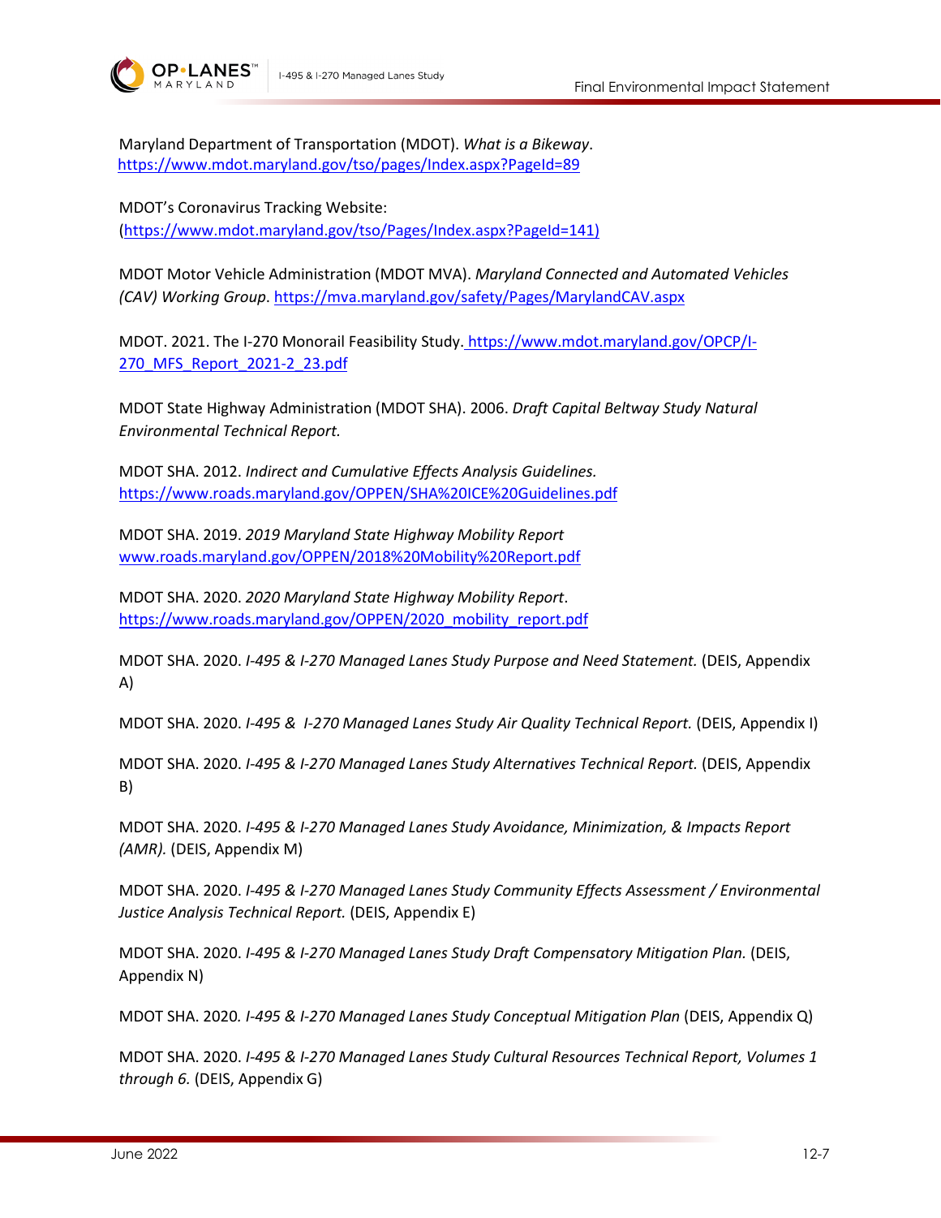Maryland Department of Transportation (MDOT). *What is a Bikeway*. https://www.mdot.maryland.gov/tso/pages/Index.aspx?PageId=89

MDOT's Coronavirus Tracking Website: (https://www.mdot.maryland.gov/tso/Pages/Index.aspx?PageId=141)

MDOT Motor Vehicle Administration (MDOT MVA). *Maryland Connected and Automated Vehicles (CAV) Working Group*. https://mva.maryland.gov/safety/Pages/MarylandCAV.aspx

MDOT. 2021. The I-270 Monorail Feasibility Study. https://www.mdot.maryland.gov/OPCP/I-270_MFS_Report_2021-2_23.pdf

MDOT State Highway Administration (MDOT SHA). 2006. *Draft Capital Beltway Study Natural Environmental Technical Report.*

MDOT SHA. 2012. *Indirect and Cumulative Effects Analysis Guidelines.* https://www.roads.maryland.gov/OPPEN/SHA%20ICE%20Guidelines.pdf

MDOT SHA. 2019. *2019 Maryland State Highway Mobility Report* www.roads.maryland.gov/OPPEN/2018%20Mobility%20Report.pdf

MDOT SHA. 2020. *2020 Maryland State Highway Mobility Report*. https://www.roads.maryland.gov/OPPEN/2020_mobility_report.pdf

MDOT SHA. 2020. *I-495 & I-270 Managed Lanes Study Purpose and Need Statement.* (DEIS, Appendix A)

MDOT SHA. 2020. *I-495 & I-270 Managed Lanes Study Air Quality Technical Report.* (DEIS, Appendix I)

MDOT SHA. 2020. *I-495 & I-270 Managed Lanes Study Alternatives Technical Report.* (DEIS, Appendix B)

MDOT SHA. 2020. *I-495 & I-270 Managed Lanes Study Avoidance, Minimization, & Impacts Report (AMR).* (DEIS, Appendix M)

MDOT SHA. 2020. *I-495 & I-270 Managed Lanes Study Community Effects Assessment / Environmental Justice Analysis Technical Report.* (DEIS, Appendix E)

MDOT SHA. 2020. *I-495 & I-270 Managed Lanes Study Draft Compensatory Mitigation Plan.* (DEIS, Appendix N)

MDOT SHA. 2020. *I-495 & I-270 Managed Lanes Study Conceptual Mitigation Plan* (DEIS, Appendix Q)

MDOT SHA. 2020. *I-495 & I-270 Managed Lanes Study Cultural Resources Technical Report, Volumes 1 through 6.* (DEIS, Appendix G)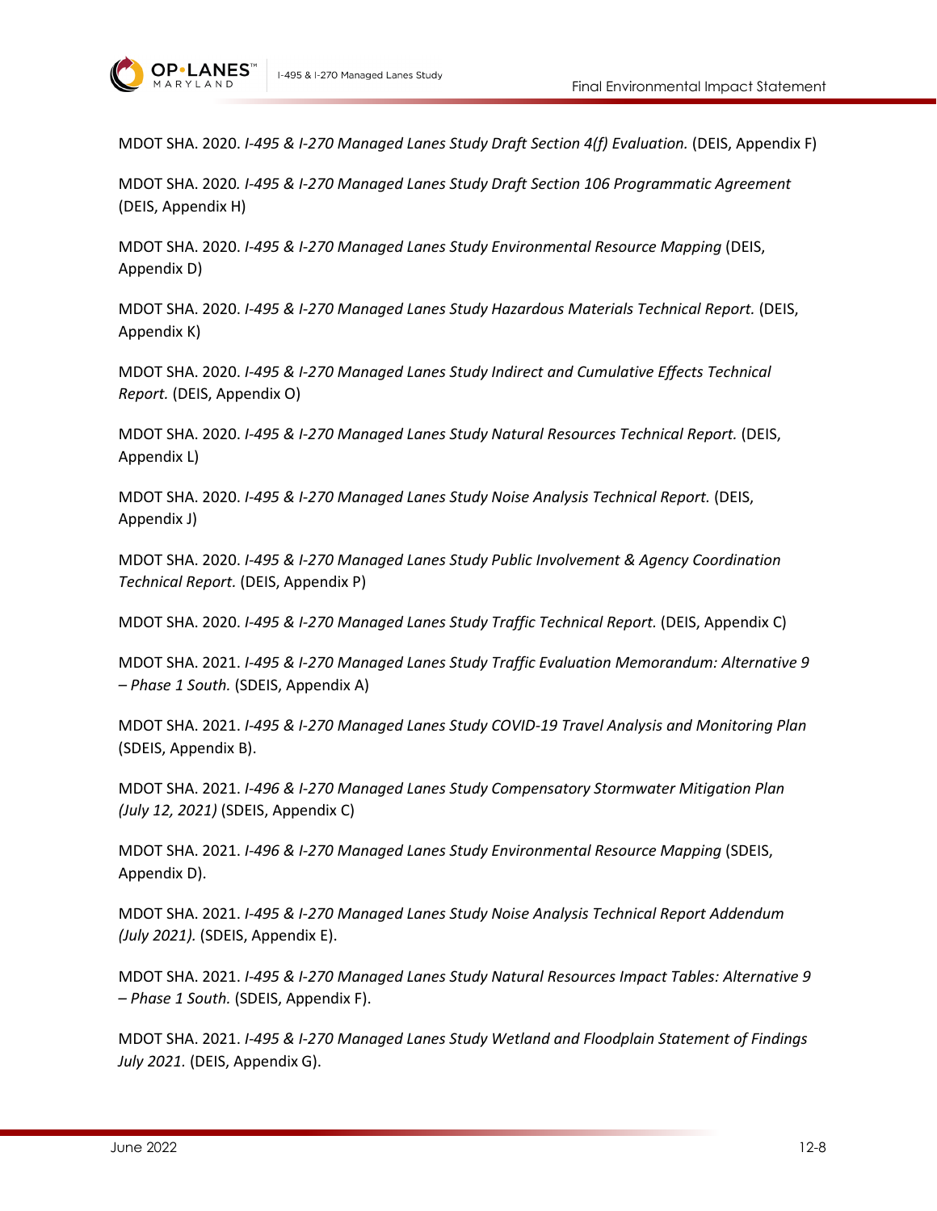MDOT SHA. 2020. *I-495 & I-270 Managed Lanes Study Draft Section 4(f) Evaluation.* (DEIS, Appendix F)

MDOT SHA. 2020*. I-495 & I-270 Managed Lanes Study Draft Section 106 Programmatic Agreement* (DEIS, Appendix H)

MDOT SHA. 2020. *I-495 & I-270 Managed Lanes Study Environmental Resource Mapping* (DEIS, Appendix D)

MDOT SHA. 2020. *I-495 & I-270 Managed Lanes Study Hazardous Materials Technical Report.* (DEIS, Appendix K)

MDOT SHA. 2020. *I-495 & I-270 Managed Lanes Study Indirect and Cumulative Effects Technical Report.* (DEIS, Appendix O)

MDOT SHA. 2020. *I-495 & I-270 Managed Lanes Study Natural Resources Technical Report.* (DEIS, Appendix L)

MDOT SHA. 2020. *I-495 & I-270 Managed Lanes Study Noise Analysis Technical Report.* (DEIS, Appendix J)

MDOT SHA. 2020. *I-495 & I-270 Managed Lanes Study Public Involvement & Agency Coordination Technical Report.* (DEIS, Appendix P)

MDOT SHA. 2020. *I-495 & I-270 Managed Lanes Study Traffic Technical Report.* (DEIS, Appendix C)

MDOT SHA. 2021. *I-495 & I-270 Managed Lanes Study Traffic Evaluation Memorandum: Alternative 9 – Phase 1 South.* (SDEIS, Appendix A)

MDOT SHA. 2021. *I-495 & I-270 Managed Lanes Study COVID-19 Travel Analysis and Monitoring Plan* (SDEIS, Appendix B).

MDOT SHA. 2021. *I-496 & I-270 Managed Lanes Study Compensatory Stormwater Mitigation Plan (July 12, 2021)* (SDEIS, Appendix C)

MDOT SHA. 2021. *I-496 & I-270 Managed Lanes Study Environmental Resource Mapping* (SDEIS, Appendix D).

MDOT SHA. 2021. *I-495 & I-270 Managed Lanes Study Noise Analysis Technical Report Addendum (July 2021).* (SDEIS, Appendix E).

MDOT SHA. 2021. *I-495 & I-270 Managed Lanes Study Natural Resources Impact Tables: Alternative 9 – Phase 1 South.* (SDEIS, Appendix F).

MDOT SHA. 2021. *I-495 & I-270 Managed Lanes Study Wetland and Floodplain Statement of Findings July 2021.* (DEIS, Appendix G).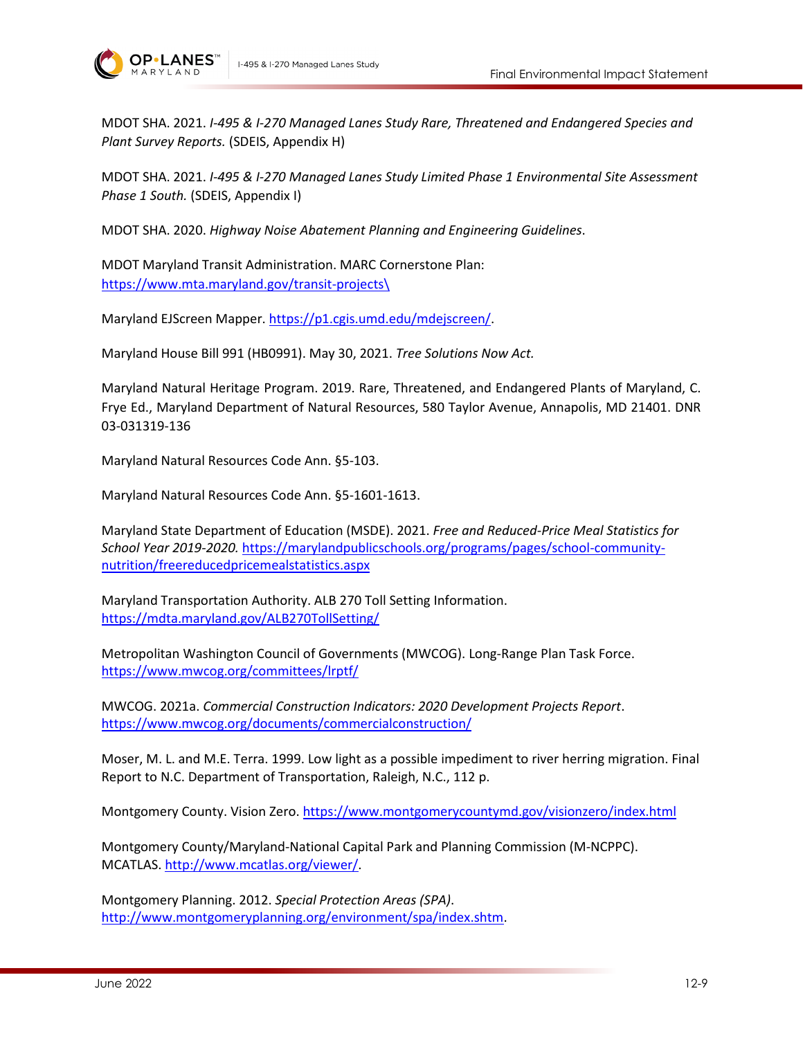MDOT SHA. 2021. *I-495 & I-270 Managed Lanes Study Rare, Threatened and Endangered Species and Plant Survey Reports.* (SDEIS, Appendix H)

MDOT SHA. 2021. *I-495 & I-270 Managed Lanes Study Limited Phase 1 Environmental Site Assessment Phase 1 South.* (SDEIS, Appendix I)

MDOT SHA. 2020. *Highway Noise Abatement Planning and Engineering Guidelines*.

MDOT Maryland Transit Administration. MARC Cornerstone Plan: https://www.mta.maryland.gov/transit-projects\

Maryland EJScreen Mapper. https://p1.cgis.umd.edu/mdejscreen/.

Maryland House Bill 991 (HB0991). May 30, 2021. *Tree Solutions Now Act.*

Maryland Natural Heritage Program. 2019. Rare, Threatened, and Endangered Plants of Maryland, C. Frye Ed., Maryland Department of Natural Resources, 580 Taylor Avenue, Annapolis, MD 21401. DNR 03-031319-136

Maryland Natural Resources Code Ann. §5-103.

Maryland Natural Resources Code Ann. §5-1601-1613.

Maryland State Department of Education (MSDE). 2021. *Free and Reduced-Price Meal Statistics for School Year 2019-2020.* https://marylandpublicschools.org/programs/pages/school-community-nutrition/freereducedpricemealstatistics.aspx

Maryland Transportation Authority. ALB 270 Toll Setting Information. https://mdta.maryland.gov/ALB270TollSetting/

Metropolitan Washington Council of Governments (MWCOG). Long-Range Plan Task Force. https://www.mwcog.org/committees/lrptf/

MWCOG. 2021a. *Commercial Construction Indicators: 2020 Development Projects Report*. https://www.mwcog.org/documents/commercialconstruction/

Moser, M. L. and M.E. Terra. 1999. Low light as a possible impediment to river herring migration. Final Report to N.C. Department of Transportation, Raleigh, N.C., 112 p.

Montgomery County. Vision Zero. https://www.montgomerycountymd.gov/visionzero/index.html

Montgomery County/Maryland-National Capital Park and Planning Commission (M-NCPPC). MCATLAS. http://www.mcatlas.org/viewer/.

Montgomery Planning. 2012. *Special Protection Areas (SPA)*. http://www.montgomeryplanning.org/environment/spa/index.shtm.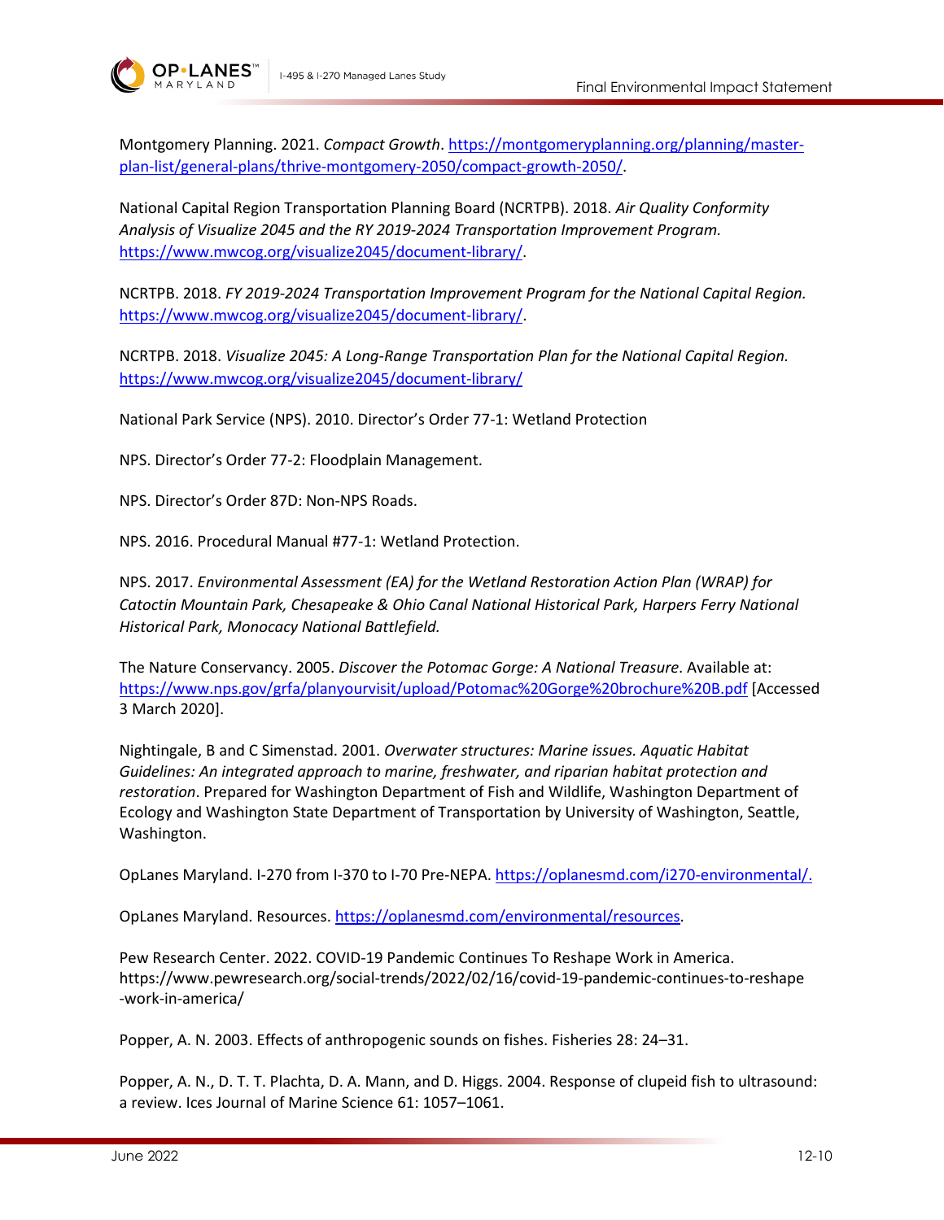Montgomery Planning. 2021. *Compact Growth*. https://montgomeryplanning.org/planning/master-plan-list/general-plans/thrive-montgomery-2050/compact-growth-2050/.

National Capital Region Transportation Planning Board (NCRTPB). 2018. *Air Quality Conformity Analysis of Visualize 2045 and the RY 2019-2024 Transportation Improvement Program.* https://www.mwcog.org/visualize2045/document-library/.

NCRTPB. 2018. *FY 2019-2024 Transportation Improvement Program for the National Capital Region.* https://www.mwcog.org/visualize2045/document-library/.

NCRTPB. 2018. *Visualize 2045: A Long-Range Transportation Plan for the National Capital Region.* https://www.mwcog.org/visualize2045/document-library/

National Park Service (NPS). 2010. Director's Order 77-1: Wetland Protection

NPS. Director's Order 77-2: Floodplain Management.

NPS. Director's Order 87D: Non-NPS Roads.

NPS. 2016. Procedural Manual #77-1: Wetland Protection.

NPS. 2017. *Environmental Assessment (EA) for the Wetland Restoration Action Plan (WRAP) for Catoctin Mountain Park, Chesapeake & Ohio Canal National Historical Park, Harpers Ferry National Historical Park, Monocacy National Battlefield.*

The Nature Conservancy. 2005. *Discover the Potomac Gorge: A National Treasure*. Available at: https://www.nps.gov/grfa/planyourvisit/upload/Potomac%20Gorge%20brochure%20B.pdf [Accessed 3 March 2020].

Nightingale, B and C Simenstad. 2001. *Overwater structures: Marine issues. Aquatic Habitat Guidelines: An integrated approach to marine, freshwater, and riparian habitat protection and restoration*. Prepared for Washington Department of Fish and Wildlife, Washington Department of Ecology and Washington State Department of Transportation by University of Washington, Seattle, Washington.

OpLanes Maryland. I-270 from I-370 to I-70 Pre-NEPA. https://oplanesmd.com/i270-environmental/.

OpLanes Maryland. Resources. https://oplanesmd.com/environmental/resources.

Pew Research Center. 2022. COVID-19 Pandemic Continues To Reshape Work in America. https://www.pewresearch.org/social-trends/2022/02/16/covid-19-pandemic-continues-to-reshape-work-in-america/

Popper, A. N. 2003. Effects of anthropogenic sounds on fishes. Fisheries 28: 24–31.

Popper, A. N., D. T. T. Plachta, D. A. Mann, and D. Higgs. 2004. Response of clupeid fish to ultrasound: a review. Ices Journal of Marine Science 61: 1057–1061.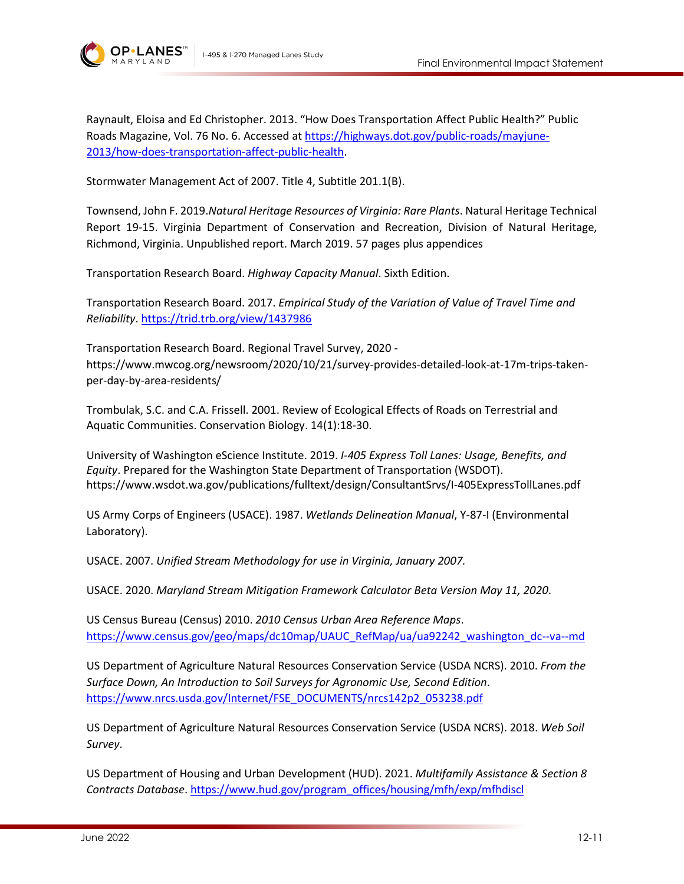Raynault, Eloisa and Ed Christopher. 2013. "How Does Transportation Affect Public Health?" Public Roads Magazine, Vol. 76 No. 6. Accessed at [https://highways.dot.gov/public-roads/mayjune-2013/how-does-transportation-affect-public-health](https://highways.dot.gov/public-roads/mayjune-2013/how-does-transportation-affect-public-health).

Stormwater Management Act of 2007. Title 4, Subtitle 201.1(B).

Townsend, John F. 2019.*Natural Heritage Resources of Virginia: Rare Plants*. Natural Heritage Technical Report 19-15. Virginia Department of Conservation and Recreation, Division of Natural Heritage, Richmond, Virginia. Unpublished report. March 2019. 57 pages plus appendices

Transportation Research Board. *Highway Capacity Manual*. Sixth Edition.

Transportation Research Board. 2017. *Empirical Study of the Variation of Value of Travel Time and Reliability*. [https://trid.trb.org/view/1437986](https://trid.trb.org/view/1437986)

Transportation Research Board. Regional Travel Survey, 2020 - https://www.mwcog.org/newsroom/2020/10/21/survey-provides-detailed-look-at-17m-trips-taken-per-day-by-area-residents/

Trombulak, S.C. and C.A. Frissell. 2001. Review of Ecological Effects of Roads on Terrestrial and Aquatic Communities. Conservation Biology. 14(1):18-30.

University of Washington eScience Institute. 2019. *I-405 Express Toll Lanes: Usage, Benefits, and Equity*. Prepared for the Washington State Department of Transportation (WSDOT). https://www.wsdot.wa.gov/publications/fulltext/design/ConsultantSrvs/I-405ExpressTollLanes.pdf

US Army Corps of Engineers (USACE). 1987. *Wetlands Delineation Manual*, Y-87-I (Environmental Laboratory).

USACE. 2007. *Unified Stream Methodology for use in Virginia, January 2007.*

USACE. 2020. *Maryland Stream Mitigation Framework Calculator Beta Version May 11, 2020*.

US Census Bureau (Census) 2010. *2010 Census Urban Area Reference Maps*. [https://www.census.gov/geo/maps/dc10map/UAUC_RefMap/ua/ua92242_washington_dc--va--md](https://www.census.gov/geo/maps/dc10map/UAUC_RefMap/ua/ua92242_washington_dc--va--md)

US Department of Agriculture Natural Resources Conservation Service (USDA NCRS). 2010. *From the Surface Down, An Introduction to Soil Surveys for Agronomic Use, Second Edition*. [https://www.nrcs.usda.gov/Internet/FSE_DOCUMENTS/nrcs142p2_053238.pdf](https://www.nrcs.usda.gov/Internet/FSE_DOCUMENTS/nrcs142p2_053238.pdf)

US Department of Agriculture Natural Resources Conservation Service (USDA NCRS). 2018. *Web Soil Survey*.

US Department of Housing and Urban Development (HUD). 2021. *Multifamily Assistance & Section 8 Contracts Database*. [https://www.hud.gov/program_offices/housing/mfh/exp/mfhdiscl](https://www.hud.gov/program_offices/housing/mfh/exp/mfhdiscl)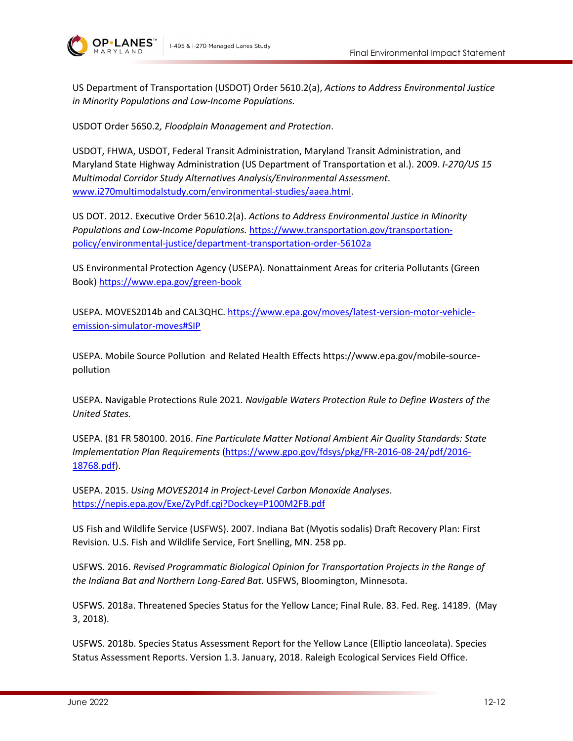US Department of Transportation (USDOT) Order 5610.2(a), *Actions to Address Environmental Justice in Minority Populations and Low-Income Populations.*

USDOT Order 5650.2*, Floodplain Management and Protection*.

USDOT, FHWA, USDOT, Federal Transit Administration, Maryland Transit Administration, and Maryland State Highway Administration (US Department of Transportation et al.). 2009. *I-270/US 15 Multimodal Corridor Study Alternatives Analysis/Environmental Assessment*. www.i270multimodalstudy.com/environmental-studies/aaea.html.

US DOT. 2012. Executive Order 5610.2(a). *Actions to Address Environmental Justice in Minority Populations and Low-Income Populations.* https://www.transportation.gov/transportation-policy/environmental-justice/department-transportation-order-56102a

US Environmental Protection Agency (USEPA). Nonattainment Areas for criteria Pollutants (Green Book) https://www.epa.gov/green-book

USEPA. MOVES2014b and CAL3QHC. https://www.epa.gov/moves/latest-version-motor-vehicle-emission-simulator-moves#SIP

USEPA. Mobile Source Pollution and Related Health Effects https://www.epa.gov/mobile-source-pollution

USEPA. Navigable Protections Rule 2021. *Navigable Waters Protection Rule to Define Wasters of the United States.*

USEPA. (81 FR 580100. 2016. *Fine Particulate Matter National Ambient Air Quality Standards: State Implementation Plan Requirements* (https://www.gpo.gov/fdsys/pkg/FR-2016-08-24/pdf/2016-18768.pdf).

USEPA. 2015. *Using MOVES2014 in Project-Level Carbon Monoxide Analyses*. https://nepis.epa.gov/Exe/ZyPdf.cgi?Dockey=P100M2FB.pdf

US Fish and Wildlife Service (USFWS). 2007. Indiana Bat (Myotis sodalis) Draft Recovery Plan: First Revision. U.S. Fish and Wildlife Service, Fort Snelling, MN. 258 pp.

USFWS. 2016. *Revised Programmatic Biological Opinion for Transportation Projects in the Range of the Indiana Bat and Northern Long-Eared Bat.* USFWS, Bloomington, Minnesota.

USFWS. 2018a. Threatened Species Status for the Yellow Lance; Final Rule. 83. Fed. Reg. 14189. (May 3, 2018).

USFWS. 2018b. Species Status Assessment Report for the Yellow Lance (Elliptio lanceolata). Species Status Assessment Reports. Version 1.3. January, 2018. Raleigh Ecological Services Field Office.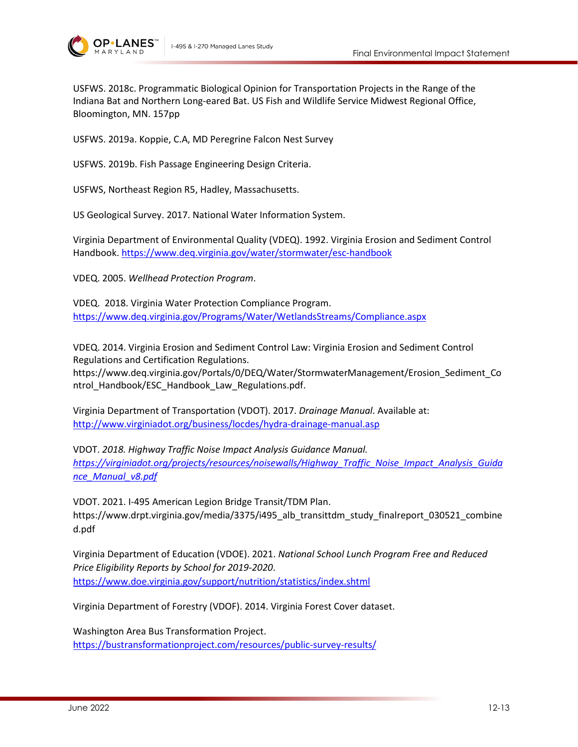USFWS. 2018c. Programmatic Biological Opinion for Transportation Projects in the Range of the Indiana Bat and Northern Long-eared Bat. US Fish and Wildlife Service Midwest Regional Office, Bloomington, MN. 157pp

USFWS. 2019a. Koppie, C.A, MD Peregrine Falcon Nest Survey

USFWS. 2019b. Fish Passage Engineering Design Criteria.

USFWS, Northeast Region R5, Hadley, Massachusetts.

US Geological Survey. 2017. National Water Information System.

Virginia Department of Environmental Quality (VDEQ). 1992. Virginia Erosion and Sediment Control Handbook. https://www.deq.virginia.gov/water/stormwater/esc-handbook

VDEQ. 2005. *Wellhead Protection Program*.

VDEQ. 2018. Virginia Water Protection Compliance Program. https://www.deq.virginia.gov/Programs/Water/WetlandsStreams/Compliance.aspx

VDEQ. 2014. Virginia Erosion and Sediment Control Law: Virginia Erosion and Sediment Control Regulations and Certification Regulations. https://www.deq.virginia.gov/Portals/0/DEQ/Water/StormwaterManagement/Erosion_Sediment_Control_Handbook/ESC_Handbook_Law_Regulations.pdf.

Virginia Department of Transportation (VDOT). 2017. *Drainage Manual*. Available at: http://www.virginiadot.org/business/locdes/hydra-drainage-manual.asp

VDOT. *2018. Highway Traffic Noise Impact Analysis Guidance Manual. https://virginiadot.org/projects/resources/noisewalls/Highway_Traffic_Noise_Impact_Analysis_Guidance_Manual_v8.pdf*

VDOT. 2021. I-495 American Legion Bridge Transit/TDM Plan. https://www.drpt.virginia.gov/media/3375/i495_alb_transittdm_study_finalreport_030521_combined.pdf

Virginia Department of Education (VDOE). 2021. *National School Lunch Program Free and Reduced Price Eligibility Reports by School for 2019-2020*. https://www.doe.virginia.gov/support/nutrition/statistics/index.shtml

Virginia Department of Forestry (VDOF). 2014. Virginia Forest Cover dataset.

Washington Area Bus Transformation Project. https://bustransformationproject.com/resources/public-survey-results/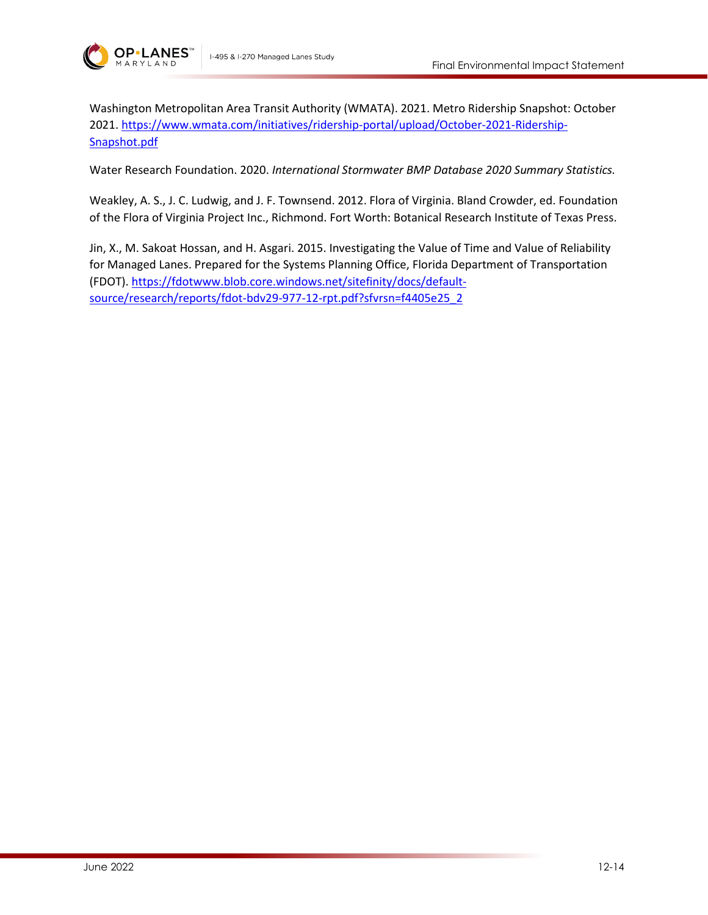Washington Metropolitan Area Transit Authority (WMATA). 2021. Metro Ridership Snapshot: October 2021. https://www.wmata.com/initiatives/ridership-portal/upload/October-2021-Ridership-Snapshot.pdf

Water Research Foundation. 2020. *International Stormwater BMP Database 2020 Summary Statistics.*

Weakley, A. S., J. C. Ludwig, and J. F. Townsend. 2012. Flora of Virginia. Bland Crowder, ed. Foundation of the Flora of Virginia Project Inc., Richmond. Fort Worth: Botanical Research Institute of Texas Press.

Jin, X., M. Sakoat Hossan, and H. Asgari. 2015. Investigating the Value of Time and Value of Reliability for Managed Lanes. Prepared for the Systems Planning Office, Florida Department of Transportation (FDOT). https://fdotwww.blob.core.windows.net/sitefinity/docs/default-source/research/reports/fdot-bdv29-977-12-rpt.pdf?sfvrsn=f4405e25_2